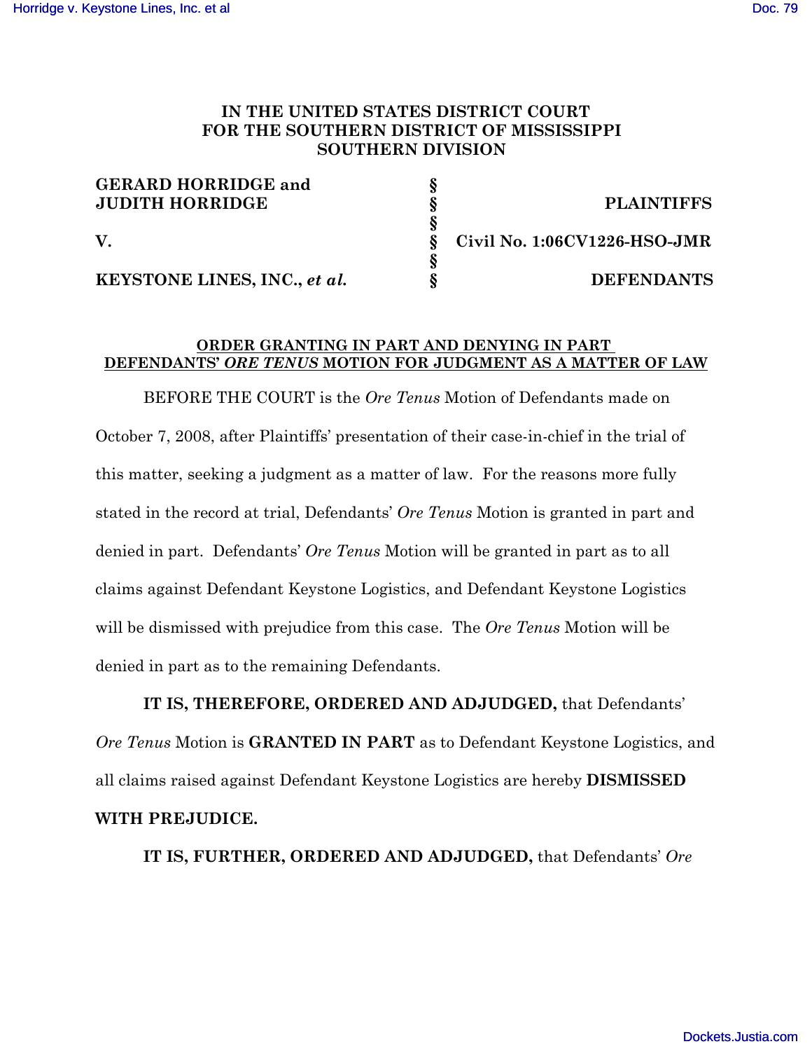**IN THE UNITED STATES DISTRICT COURT FOR THE SOUTHERN DISTRICT OF MISSISSIPPI SOUTHERN DIVISION**

| | | |
|---|---|---|
| **GERARD HORRIDGE and JUDITH HORRIDGE** | § | **PLAINTIFFS** |
| **V.** | § | **Civil No. 1:06CV1226-HSO-JMR** |
| **KEYSTONE LINES, INC.,** ***et al.*** | § | **DEFENDANTS** |

**ORDER GRANTING IN PART AND DENYING IN PART DEFENDANTS' *ORE TENUS* MOTION FOR JUDGMENT AS A MATTER OF LAW**

BEFORE THE COURT is the *Ore Tenus* Motion of Defendants made on October 7, 2008, after Plaintiffs' presentation of their case-in-chief in the trial of this matter, seeking a judgment as a matter of law. For the reasons more fully stated in the record at trial, Defendants' *Ore Tenus* Motion is granted in part and denied in part. Defendants' *Ore Tenus* Motion will be granted in part as to all claims against Defendant Keystone Logistics, and Defendant Keystone Logistics will be dismissed with prejudice from this case. The *Ore Tenus* Motion will be denied in part as to the remaining Defendants.

**IT IS, THEREFORE, ORDERED AND ADJUDGED,** that Defendants' *Ore Tenus* Motion is **GRANTED IN PART** as to Defendant Keystone Logistics, and all claims raised against Defendant Keystone Logistics are hereby **DISMISSED WITH PREJUDICE.**

**IT IS, FURTHER, ORDERED AND ADJUDGED,** that Defendants' *Ore*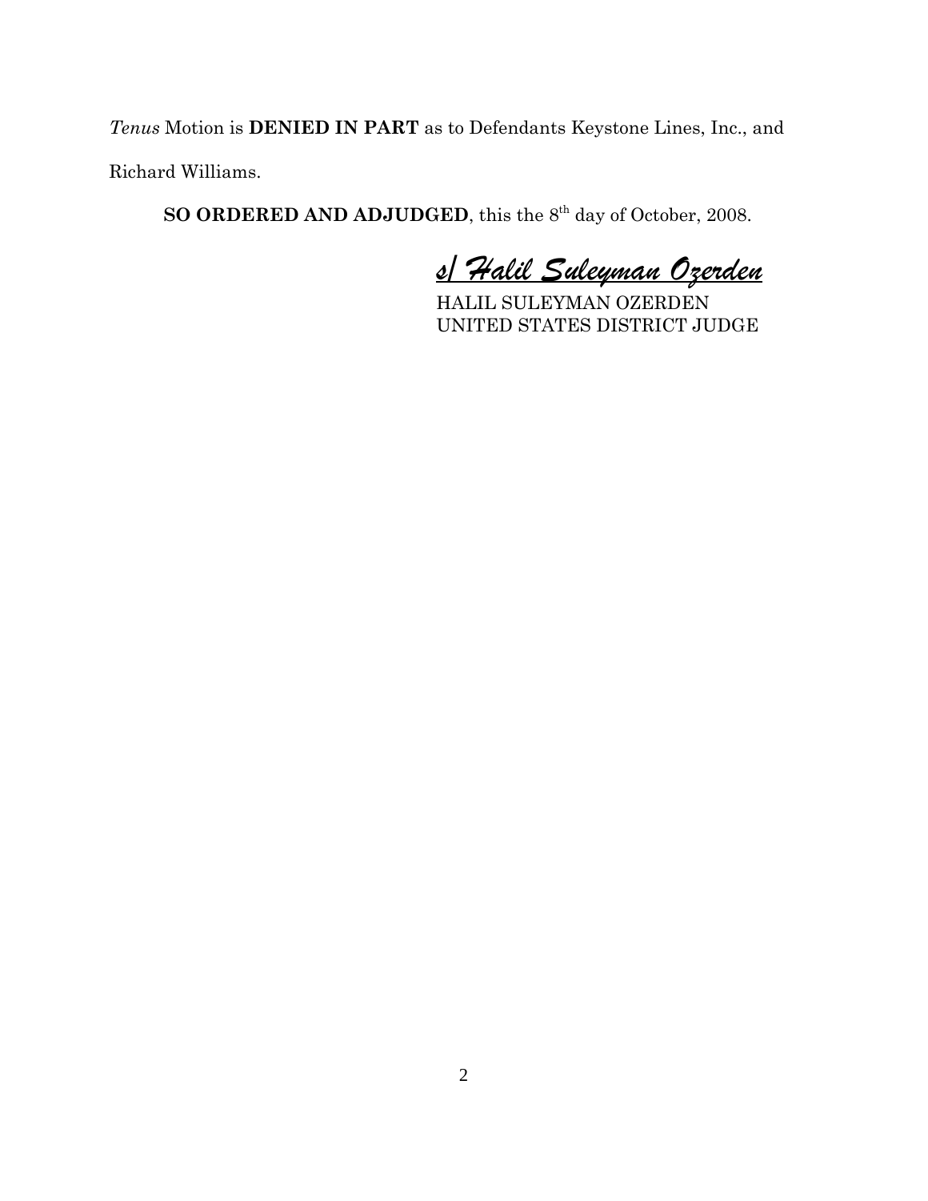*Tenus* Motion is **DENIED IN PART** as to Defendants Keystone Lines, Inc., and Richard Williams.

**SO ORDERED AND ADJUDGED**, this the 8th day of October, 2008.

*s/ Halil Suleyman Ozerden*

HALIL SULEYMAN OZERDEN
UNITED STATES DISTRICT JUDGE